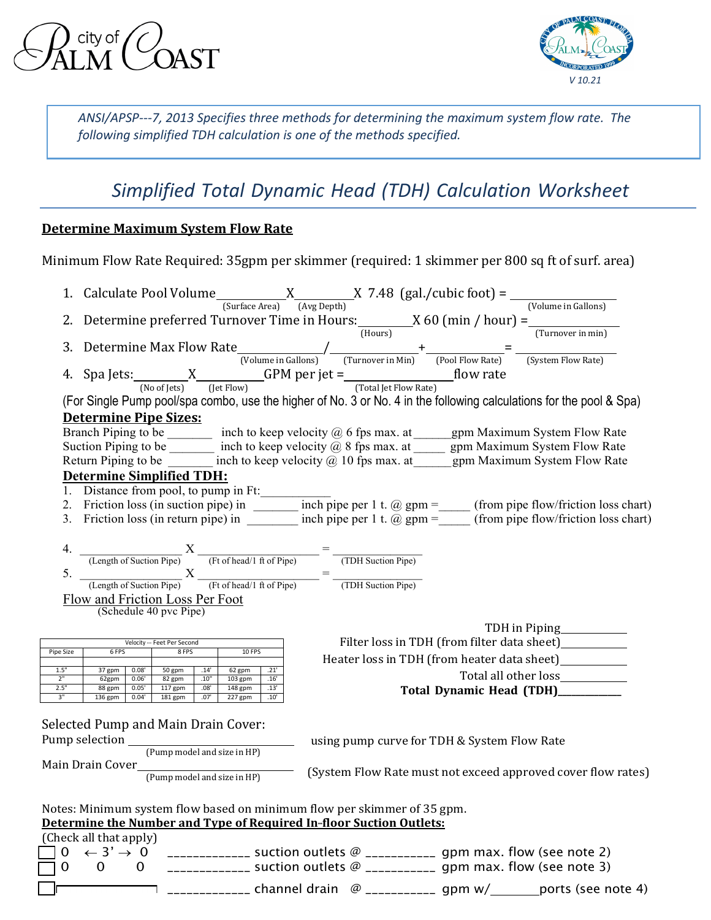city of Palm Coast

V 10.21

*ANSI/APSP---7, 2013 Specifies three methods for determining the maximum system flow rate. The following simplified TDH calculation is one of the methods specified.*

# *Simplified Total Dynamic Head (TDH) Calculation Worksheet*

## Determine Maximum System Flow Rate

Minimum Flow Rate Required: 35gpm per skimmer (required: 1 skimmer per 800 sq ft of surf. area)

1. Calculate Pool Volume __________ X __________ X 7.48 (gal./cubic foot) = __________
   (Surface Area) (Avg Depth) (Volume in Gallons)
2. Determine preferred Turnover Time in Hours: __________ X 60 (min / hour) = __________
   (Hours) (Turnover in min)
3. Determine Max Flow Rate __________ / __________ + __________ = __________
   (Volume in Gallons) (Turnover in Min) (Pool Flow Rate) (System Flow Rate)
4. Spa Jets: __________ X __________ GPM per jet = __________ flow rate
   (No of Jets) (Jet Flow) (Total Jet Flow Rate)

(For Single Pump pool/spa combo, use the higher of No. 3 or No. 4 in the following calculations for the pool & Spa)

**Determine Pipe Sizes:**

Branch Piping to be _______ inch to keep velocity @ 6 fps max. at ______ gpm Maximum System Flow Rate
Suction Piping to be _______ inch to keep velocity @ 8 fps max. at ______ gpm Maximum System Flow Rate
Return Piping to be _______ inch to keep velocity @ 10 fps max. at ______ gpm Maximum System Flow Rate

**Determine Simplified TDH:**

1. Distance from pool, to pump in Ft: ___________
2. Friction loss (in suction pipe) in _______ inch pipe per 1 t. @ gpm = _____ (from pipe flow/friction loss chart)
3. Friction loss (in return pipe) in _______ inch pipe per 1 t. @ gpm = _____ (from pipe flow/friction loss chart)

4. __________ X __________ = __________
   (Length of Suction Pipe) (Ft of head/1 ft of Pipe) (TDH Suction Pipe)
5. __________ X __________ = __________
   (Length of Suction Pipe) (Ft of head/1 ft of Pipe) (TDH Suction Pipe)

Flow and Friction Loss Per Foot
(Schedule 40 pvc Pipe)

| Velocity --- Feet Per Second | | | | | | |
|---|---|---|---|---|---|---|
| Pipe Size | 6 FPS | | 8 FPS | | 10 FPS | |
| | | | | | | |
| 1.5" | 37 gpm | 0.08' | 50 gpm | .14' | 62 gpm | .21' |
| 2" | 62gpm | 0.06' | 82 gpm | .10" | 103 gpm | .16' |
| 2.5" | 88 gpm | 0.05' | 117 gpm | .08' | 148 gpm | .13' |
| 3" | 136 gpm | 0.04' | 181 gpm | .07' | 227 gpm | .10' |

TDH in Piping __________
Filter loss in TDH (from filter data sheet) __________
Heater loss in TDH (from heater data sheet) __________
Total all other loss __________
**Total Dynamic Head (TDH)__________**

Selected Pump and Main Drain Cover:

Pump selection __________________ using pump curve for TDH & System Flow Rate
(Pump model and size in HP)

Main Drain Cover __________________ (System Flow Rate must not exceed approved cover flow rates)
(Pump model and size in HP)

Notes: Minimum system flow based on minimum flow per skimmer of 35 gpm.

**Determine the Number and Type of Required In-floor Suction Outlets:**

(Check all that apply)

- ☐ 0 ← 3' → 0 ____________ suction outlets @ __________ gpm max. flow (see note 2)
- ☐ 0 0 0 ____________ suction outlets @ __________ gpm max. flow (see note 3)
- ☐ ____________ channel drain @ __________ gpm w/_______ ports (see note 4)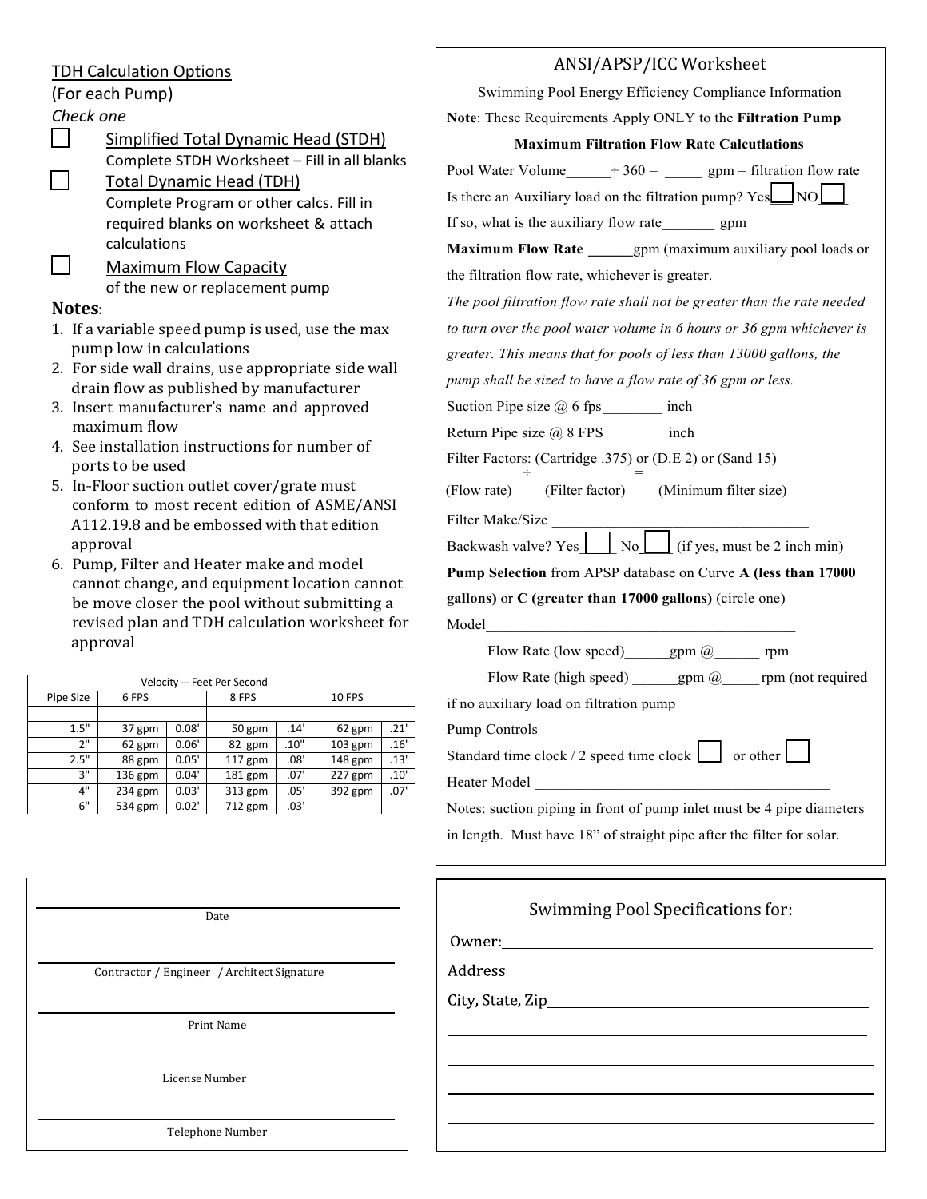TDH Calculation Options
(For each Pump)
*Check one*

- ☐ Simplified Total Dynamic Head (STDH)
  Complete STDH Worksheet – Fill in all blanks
- ☐ Total Dynamic Head (TDH)
  Complete Program or other calcs. Fill in required blanks on worksheet & attach calculations
- ☐ Maximum Flow Capacity
  of the new or replacement pump

**Notes**:

1. If a variable speed pump is used, use the max pump low in calculations
2. For side wall drains, use appropriate side wall drain flow as published by manufacturer
3. Insert manufacturer's name and approved maximum flow
4. See installation instructions for number of ports to be used
5. In-Floor suction outlet cover/grate must conform to most recent edition of ASME/ANSI A112.19.8 and be embossed with that edition approval
6. Pump, Filter and Heater make and model cannot change, and equipment location cannot be move closer the pool without submitting a revised plan and TDH calculation worksheet for approval

| Velocity -- Feet Per Second | | | | | | |
|---|---|---|---|---|---|---|
| Pipe Size | 6 FPS | | 8 FPS | | 10 FPS | |
| | | | | | | |
| 1.5" | 37 gpm | 0.08' | 50 gpm | .14' | 62 gpm | .21' |
| 2" | 62 gpm | 0.06' | 82 gpm | .10" | 103 gpm | .16' |
| 2.5" | 88 gpm | 0.05' | 117 gpm | .08' | 148 gpm | .13' |
| 3" | 136 gpm | 0.04' | 181 gpm | .07' | 227 gpm | .10' |
| 4" | 234 gpm | 0.03' | 313 gpm | .05' | 392 gpm | .07' |
| 6" | 534 gpm | 0.02' | 712 gpm | .03' | | |

______________________
Date

______________________
Contractor / Engineer / Architect Signature

______________________
Print Name

______________________
License Number

______________________
Telephone Number

## ANSI/APSP/ICC Worksheet

Swimming Pool Energy Efficiency Compliance Information

**Note**: These Requirements Apply ONLY to the **Filtration Pump**

**Maximum Filtration Flow Rate Calcutlations**

Pool Water Volume______÷ 360 = _____ gpm = filtration flow rate

Is there an Auxiliary load on the filtration pump? Yes☐ NO☐

If so, what is the auxiliary flow rate_______ gpm

**Maximum Flow Rate** ______gpm (maximum auxiliary pool loads or the filtration flow rate, whichever is greater.

*The pool filtration flow rate shall not be greater than the rate needed to turn over the pool water volume in 6 hours or 36 gpm whichever is greater. This means that for pools of less than 13000 gallons, the pump shall be sized to have a flow rate of 36 gpm or less.*

Suction Pipe size @ 6 fps________ inch

Return Pipe size @ 8 FPS _______ inch

Filter Factors: (Cartridge .375) or (D.E 2) or (Sand 15)

_________ ÷ _________ = ________________
(Flow rate) (Filter factor) (Minimum filter size)

Filter Make/Size ___________________________________

Backwash valve? Yes☐ No☐ (if yes, must be 2 inch min)

**Pump Selection** from APSP database on Curve **A (less than 17000 gallons)** or **C (greater than 17000 gallons)** (circle one)

Model___________________________________________

Flow Rate (low speed)______gpm @______ rpm

Flow Rate (high speed) ______gpm @_____rpm (not required if no auxiliary load on filtration pump

Pump Controls

Standard time clock / 2 speed time clock ☐ or other ☐

Heater Model ___________________________________

Notes: suction piping in front of pump inlet must be 4 pipe diameters in length. Must have 18" of straight pipe after the filter for solar.

## Swimming Pool Specifications for:

Owner:_______________________________________

Address_______________________________________

City, State, Zip__________________________________

_______________________________________________

_______________________________________________

_______________________________________________

_______________________________________________

_______________________________________________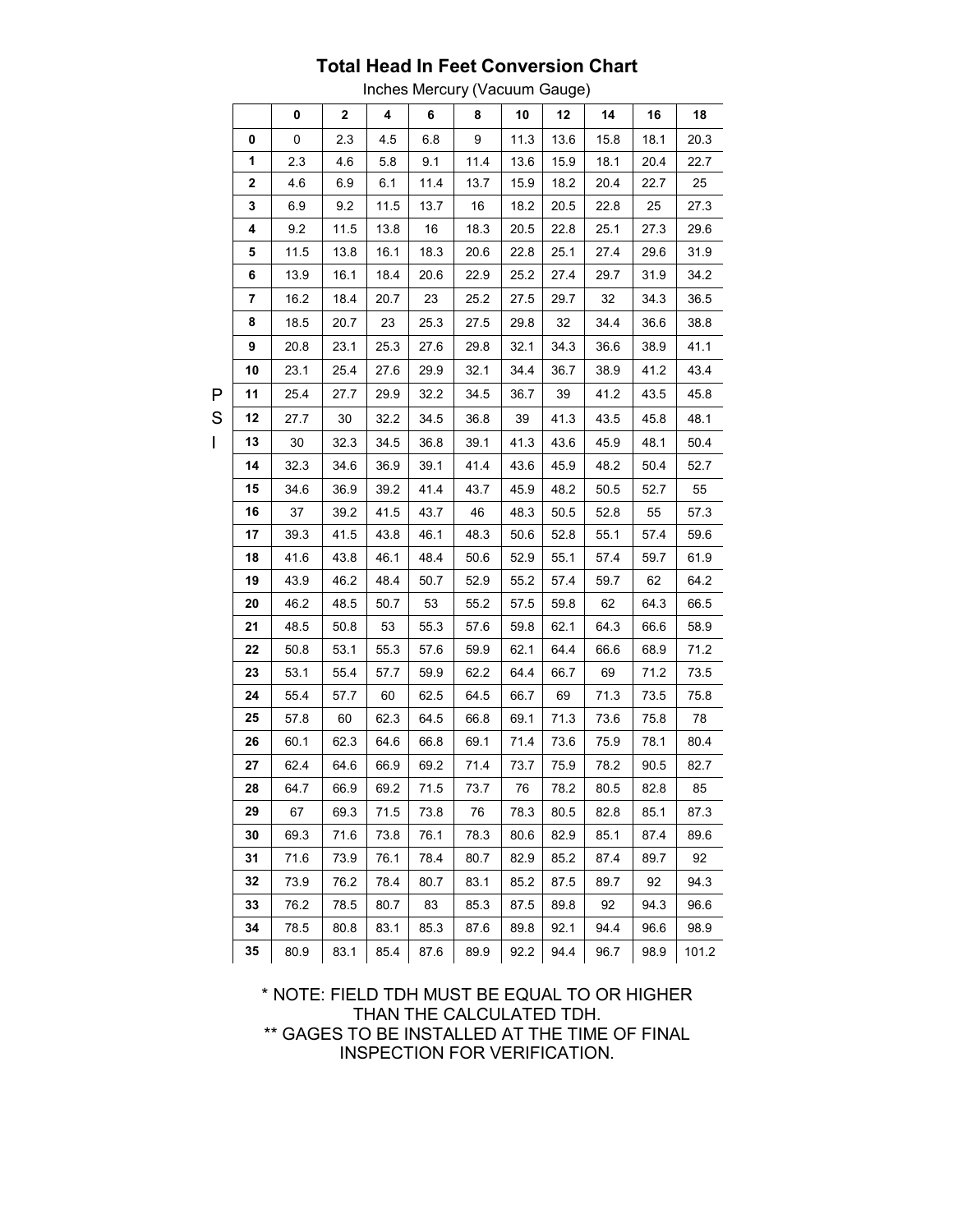## Total Head In Feet Conversion Chart

Inches Mercury (Vacuum Gauge)

| PSI | 0 | 2 | 4 | 6 | 8 | 10 | 12 | 14 | 16 | 18 |
|---|---|---|---|---|---|---|---|---|---|---|
| **0** | 0 | 2.3 | 4.5 | 6.8 | 9 | 11.3 | 13.6 | 15.8 | 18.1 | 20.3 |
| **1** | 2.3 | 4.6 | 5.8 | 9.1 | 11.4 | 13.6 | 15.9 | 18.1 | 20.4 | 22.7 |
| **2** | 4.6 | 6.9 | 6.1 | 11.4 | 13.7 | 15.9 | 18.2 | 20.4 | 22.7 | 25 |
| **3** | 6.9 | 9.2 | 11.5 | 13.7 | 16 | 18.2 | 20.5 | 22.8 | 25 | 27.3 |
| **4** | 9.2 | 11.5 | 13.8 | 16 | 18.3 | 20.5 | 22.8 | 25.1 | 27.3 | 29.6 |
| **5** | 11.5 | 13.8 | 16.1 | 18.3 | 20.6 | 22.8 | 25.1 | 27.4 | 29.6 | 31.9 |
| **6** | 13.9 | 16.1 | 18.4 | 20.6 | 22.9 | 25.2 | 27.4 | 29.7 | 31.9 | 34.2 |
| **7** | 16.2 | 18.4 | 20.7 | 23 | 25.2 | 27.5 | 29.7 | 32 | 34.3 | 36.5 |
| **8** | 18.5 | 20.7 | 23 | 25.3 | 27.5 | 29.8 | 32 | 34.4 | 36.6 | 38.8 |
| **9** | 20.8 | 23.1 | 25.3 | 27.6 | 29.8 | 32.1 | 34.3 | 36.6 | 38.9 | 41.1 |
| **10** | 23.1 | 25.4 | 27.6 | 29.9 | 32.1 | 34.4 | 36.7 | 38.9 | 41.2 | 43.4 |
| **11** | 25.4 | 27.7 | 29.9 | 32.2 | 34.5 | 36.7 | 39 | 41.2 | 43.5 | 45.8 |
| **12** | 27.7 | 30 | 32.2 | 34.5 | 36.8 | 39 | 41.3 | 43.5 | 45.8 | 48.1 |
| **13** | 30 | 32.3 | 34.5 | 36.8 | 39.1 | 41.3 | 43.6 | 45.9 | 48.1 | 50.4 |
| **14** | 32.3 | 34.6 | 36.9 | 39.1 | 41.4 | 43.6 | 45.9 | 48.2 | 50.4 | 52.7 |
| **15** | 34.6 | 36.9 | 39.2 | 41.4 | 43.7 | 45.9 | 48.2 | 50.5 | 52.7 | 55 |
| **16** | 37 | 39.2 | 41.5 | 43.7 | 46 | 48.3 | 50.5 | 52.8 | 55 | 57.3 |
| **17** | 39.3 | 41.5 | 43.8 | 46.1 | 48.3 | 50.6 | 52.8 | 55.1 | 57.4 | 59.6 |
| **18** | 41.6 | 43.8 | 46.1 | 48.4 | 50.6 | 52.9 | 55.1 | 57.4 | 59.7 | 61.9 |
| **19** | 43.9 | 46.2 | 48.4 | 50.7 | 52.9 | 55.2 | 57.4 | 59.7 | 62 | 64.2 |
| **20** | 46.2 | 48.5 | 50.7 | 53 | 55.2 | 57.5 | 59.8 | 62 | 64.3 | 66.5 |
| **21** | 48.5 | 50.8 | 53 | 55.3 | 57.6 | 59.8 | 62.1 | 64.3 | 66.6 | 58.9 |
| **22** | 50.8 | 53.1 | 55.3 | 57.6 | 59.9 | 62.1 | 64.4 | 66.6 | 68.9 | 71.2 |
| **23** | 53.1 | 55.4 | 57.7 | 59.9 | 62.2 | 64.4 | 66.7 | 69 | 71.2 | 73.5 |
| **24** | 55.4 | 57.7 | 60 | 62.5 | 64.5 | 66.7 | 69 | 71.3 | 73.5 | 75.8 |
| **25** | 57.8 | 60 | 62.3 | 64.5 | 66.8 | 69.1 | 71.3 | 73.6 | 75.8 | 78 |
| **26** | 60.1 | 62.3 | 64.6 | 66.8 | 69.1 | 71.4 | 73.6 | 75.9 | 78.1 | 80.4 |
| **27** | 62.4 | 64.6 | 66.9 | 69.2 | 71.4 | 73.7 | 75.9 | 78.2 | 90.5 | 82.7 |
| **28** | 64.7 | 66.9 | 69.2 | 71.5 | 73.7 | 76 | 78.2 | 80.5 | 82.8 | 85 |
| **29** | 67 | 69.3 | 71.5 | 73.8 | 76 | 78.3 | 80.5 | 82.8 | 85.1 | 87.3 |
| **30** | 69.3 | 71.6 | 73.8 | 76.1 | 78.3 | 80.6 | 82.9 | 85.1 | 87.4 | 89.6 |
| **31** | 71.6 | 73.9 | 76.1 | 78.4 | 80.7 | 82.9 | 85.2 | 87.4 | 89.7 | 92 |
| **32** | 73.9 | 76.2 | 78.4 | 80.7 | 83.1 | 85.2 | 87.5 | 89.7 | 92 | 94.3 |
| **33** | 76.2 | 78.5 | 80.7 | 83 | 85.3 | 87.5 | 89.8 | 92 | 94.3 | 96.6 |
| **34** | 78.5 | 80.8 | 83.1 | 85.3 | 87.6 | 89.8 | 92.1 | 94.4 | 96.6 | 98.9 |
| **35** | 80.9 | 83.1 | 85.4 | 87.6 | 89.9 | 92.2 | 94.4 | 96.7 | 98.9 | 101.2 |

* NOTE: FIELD TDH MUST BE EQUAL TO OR HIGHER THAN THE CALCULATED TDH.

** GAGES TO BE INSTALLED AT THE TIME OF FINAL INSPECTION FOR VERIFICATION.